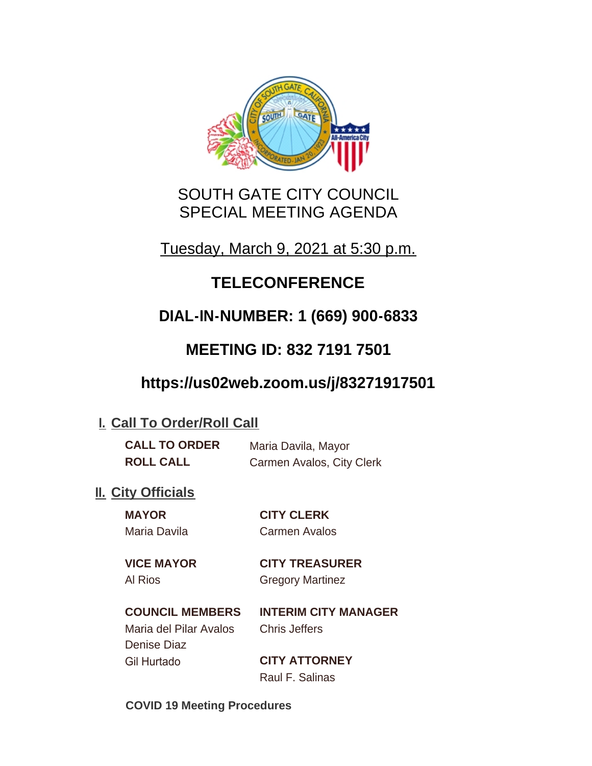# SOUTH GATE CITY COUNCIL
# SPECIAL MEETING AGENDA

Tuesday, March 9, 2021 at 5:30 p.m.

## TELECONFERENCE

## DIAL-IN-NUMBER: 1 (669) 900-6833

## MEETING ID: 832 7191 7501

## https://us02web.zoom.us/j/83271917501

## I. Call To Order/Roll Call

**CALL TO ORDER** Maria Davila, Mayor

**ROLL CALL** Carmen Avalos, City Clerk

## II. City Officials

**MAYOR**
Maria Davila

**VICE MAYOR**
Al Rios

**COUNCIL MEMBERS**
Maria del Pilar Avalos
Denise Diaz
Gil Hurtado

**CITY CLERK**
Carmen Avalos

**CITY TREASURER**
Gregory Martinez

**INTERIM CITY MANAGER**
Chris Jeffers

**CITY ATTORNEY**
Raul F. Salinas

**COVID 19 Meeting Procedures**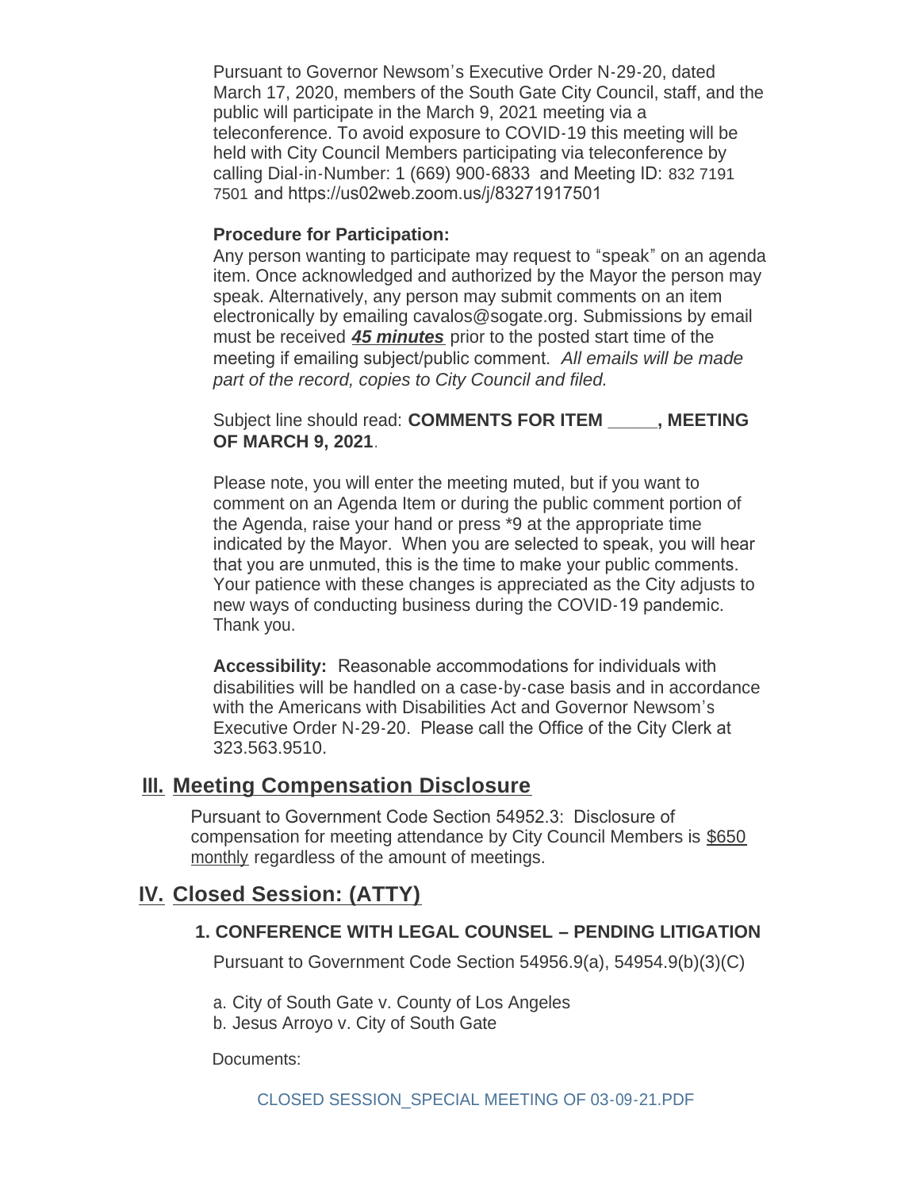Pursuant to Governor Newsom's Executive Order N-29-20, dated March 17, 2020, members of the South Gate City Council, staff, and the public will participate in the March 9, 2021 meeting via a teleconference. To avoid exposure to COVID-19 this meeting will be held with City Council Members participating via teleconference by calling Dial-in-Number: 1 (669) 900-6833 and Meeting ID: 832 7191 7501 and https://us02web.zoom.us/j/83271917501

**Procedure for Participation:**

Any person wanting to participate may request to "speak" on an agenda item. Once acknowledged and authorized by the Mayor the person may speak. Alternatively, any person may submit comments on an item electronically by emailing cavalos@sogate.org. Submissions by email must be received ***45 minutes*** prior to the posted start time of the meeting if emailing subject/public comment. *All emails will be made part of the record, copies to City Council and filed.*

Subject line should read: **COMMENTS FOR ITEM _____, MEETING OF MARCH 9, 2021**.

Please note, you will enter the meeting muted, but if you want to comment on an Agenda Item or during the public comment portion of the Agenda, raise your hand or press *9 at the appropriate time indicated by the Mayor. When you are selected to speak, you will hear that you are unmuted, this is the time to make your public comments. Your patience with these changes is appreciated as the City adjusts to new ways of conducting business during the COVID-19 pandemic. Thank you.

**Accessibility:** Reasonable accommodations for individuals with disabilities will be handled on a case-by-case basis and in accordance with the Americans with Disabilities Act and Governor Newsom's Executive Order N-29-20. Please call the Office of the City Clerk at 323.563.9510.

## III. Meeting Compensation Disclosure

Pursuant to Government Code Section 54952.3: Disclosure of compensation for meeting attendance by City Council Members is $650 monthly regardless of the amount of meetings.

## IV. Closed Session: (ATTY)

### 1. CONFERENCE WITH LEGAL COUNSEL – PENDING LITIGATION

Pursuant to Government Code Section 54956.9(a), 54954.9(b)(3)(C)

a. City of South Gate v. County of Los Angeles
b. Jesus Arroyo v. City of South Gate

Documents:

CLOSED SESSION_SPECIAL MEETING OF 03-09-21.PDF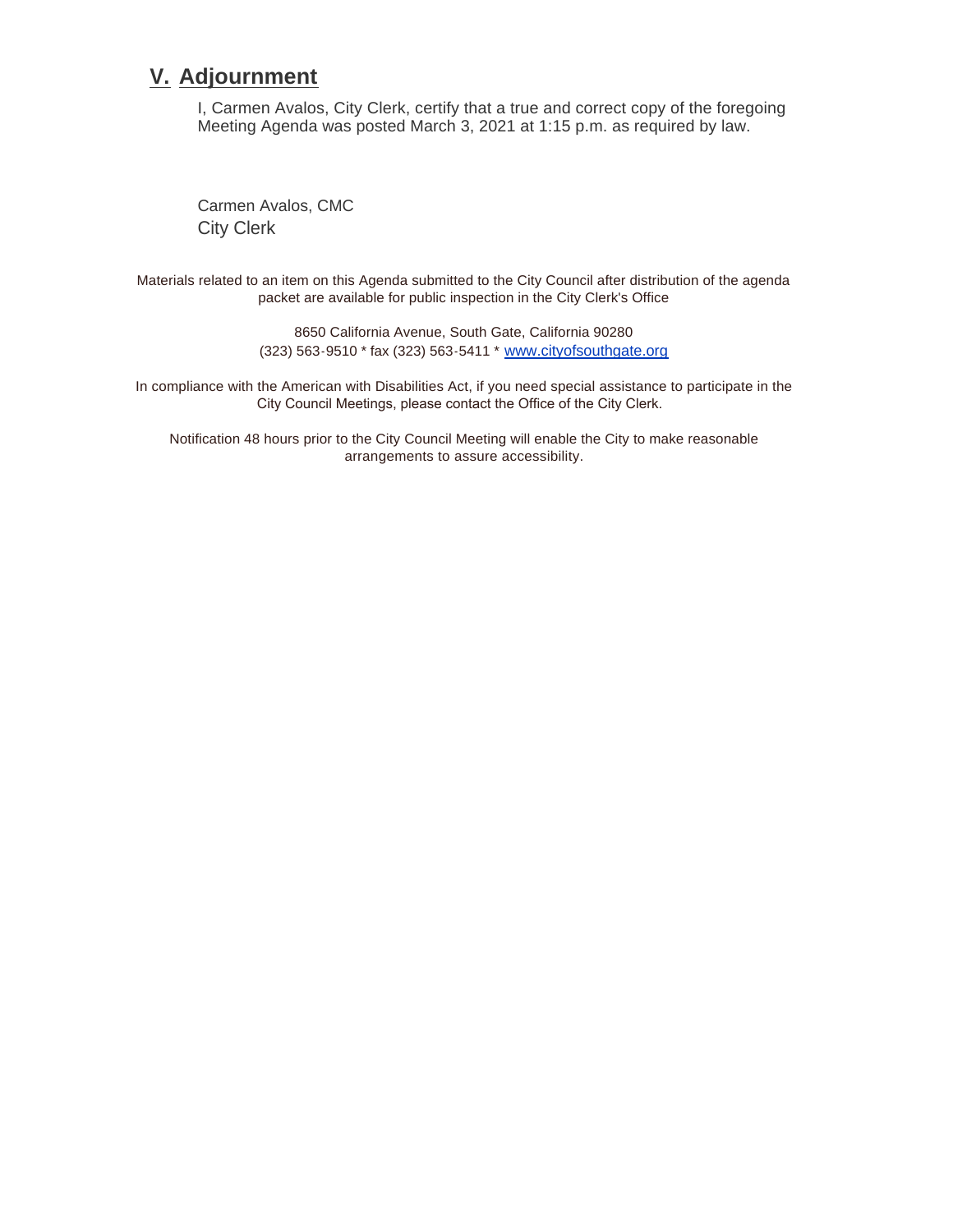## V. Adjournment

I, Carmen Avalos, City Clerk, certify that a true and correct copy of the foregoing Meeting Agenda was posted March 3, 2021 at 1:15 p.m. as required by law.

Carmen Avalos, CMC
City Clerk

Materials related to an item on this Agenda submitted to the City Council after distribution of the agenda packet are available for public inspection in the City Clerk's Office

8650 California Avenue, South Gate, California 90280
(323) 563-9510 * fax (323) 563-5411 * www.cityofsouthgate.org

In compliance with the American with Disabilities Act, if you need special assistance to participate in the City Council Meetings, please contact the Office of the City Clerk.

Notification 48 hours prior to the City Council Meeting will enable the City to make reasonable arrangements to assure accessibility.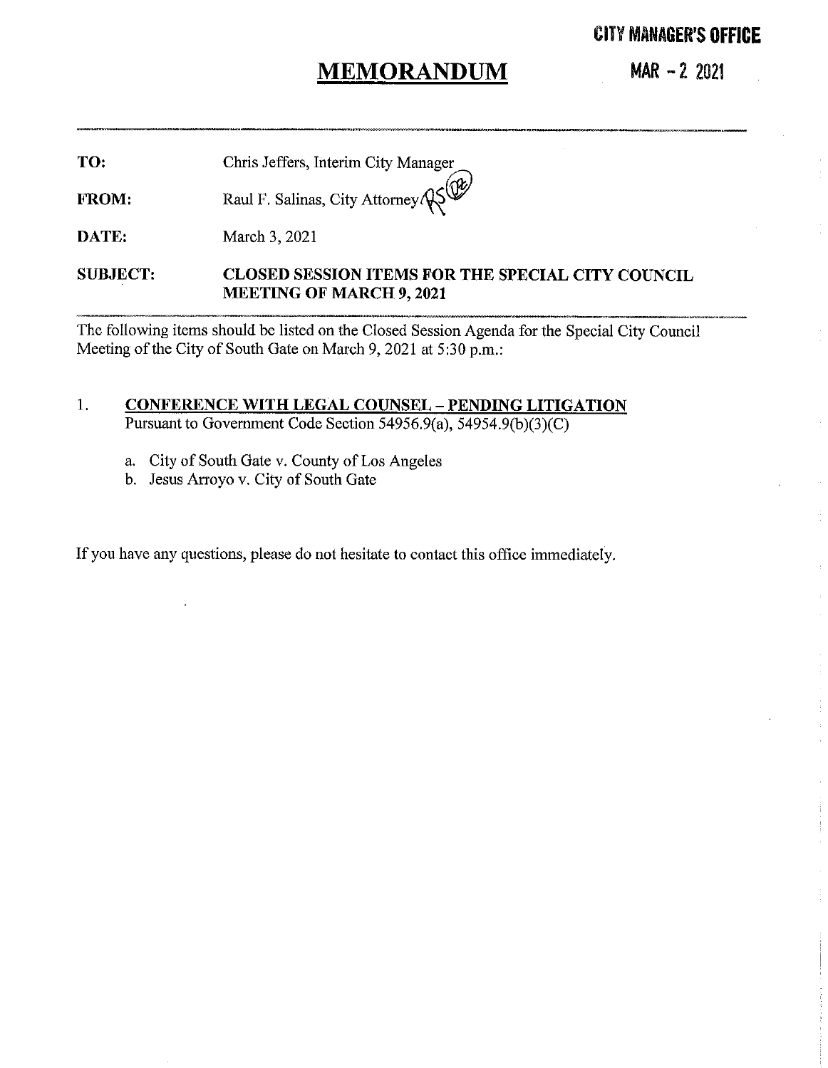**CITY MANAGER'S OFFICE**

**MAR - 2 2021**

# MEMORANDUM

**TO:** Chris Jeffers, Interim City Manager

**FROM:** Raul F. Salinas, City Attorney

**DATE:** March 3, 2021

**SUBJECT:** **CLOSED SESSION ITEMS FOR THE SPECIAL CITY COUNCIL MEETING OF MARCH 9, 2021**

The following items should be listed on the Closed Session Agenda for the Special City Council Meeting of the City of South Gate on March 9, 2021 at 5:30 p.m.:

1. **CONFERENCE WITH LEGAL COUNSEL – PENDING LITIGATION**
   Pursuant to Government Code Section 54956.9(a), 54954.9(b)(3)(C)

   a. City of South Gate v. County of Los Angeles
   b. Jesus Arroyo v. City of South Gate

If you have any questions, please do not hesitate to contact this office immediately.